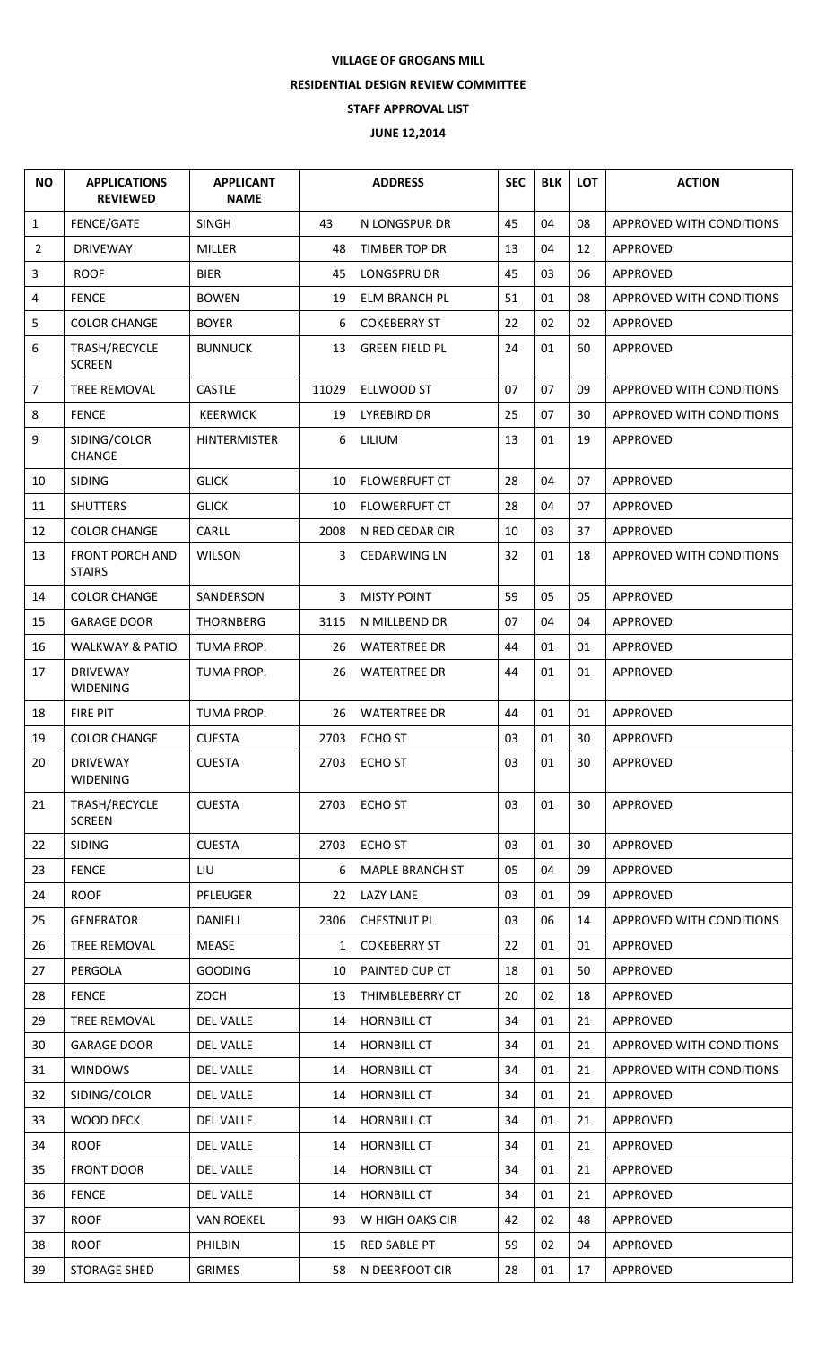**VILLAGE OF GROGANS MILL**

**RESIDENTIAL DESIGN REVIEW COMMITTEE**

**STAFF APPROVAL LIST**

**JUNE 12,2014**

| NO | APPLICATIONS REVIEWED | APPLICANT NAME | ADDRESS | | SEC | BLK | LOT | ACTION |
|---|---|---|---|---|---|---|---|---|
| 1 | FENCE/GATE | SINGH | 43 | N LONGSPUR DR | 45 | 04 | 08 | APPROVED WITH CONDITIONS |
| 2 | DRIVEWAY | MILLER | 48 | TIMBER TOP DR | 13 | 04 | 12 | APPROVED |
| 3 | ROOF | BIER | 45 | LONGSPRU DR | 45 | 03 | 06 | APPROVED |
| 4 | FENCE | BOWEN | 19 | ELM BRANCH PL | 51 | 01 | 08 | APPROVED WITH CONDITIONS |
| 5 | COLOR CHANGE | BOYER | 6 | COKEBERRY ST | 22 | 02 | 02 | APPROVED |
| 6 | TRASH/RECYCLE SCREEN | BUNNUCK | 13 | GREEN FIELD PL | 24 | 01 | 60 | APPROVED |
| 7 | TREE REMOVAL | CASTLE | 11029 | ELLWOOD ST | 07 | 07 | 09 | APPROVED WITH CONDITIONS |
| 8 | FENCE | KEERWICK | 19 | LYREBIRD DR | 25 | 07 | 30 | APPROVED WITH CONDITIONS |
| 9 | SIDING/COLOR CHANGE | HINTERMISTER | 6 | LILIUM | 13 | 01 | 19 | APPROVED |
| 10 | SIDING | GLICK | 10 | FLOWERFUFT CT | 28 | 04 | 07 | APPROVED |
| 11 | SHUTTERS | GLICK | 10 | FLOWERFUFT CT | 28 | 04 | 07 | APPROVED |
| 12 | COLOR CHANGE | CARLL | 2008 | N RED CEDAR CIR | 10 | 03 | 37 | APPROVED |
| 13 | FRONT PORCH AND STAIRS | WILSON | 3 | CEDARWING LN | 32 | 01 | 18 | APPROVED WITH CONDITIONS |
| 14 | COLOR CHANGE | SANDERSON | 3 | MISTY POINT | 59 | 05 | 05 | APPROVED |
| 15 | GARAGE DOOR | THORNBERG | 3115 | N MILLBEND DR | 07 | 04 | 04 | APPROVED |
| 16 | WALKWAY & PATIO | TUMA PROP. | 26 | WATERTREE DR | 44 | 01 | 01 | APPROVED |
| 17 | DRIVEWAY WIDENING | TUMA PROP. | 26 | WATERTREE DR | 44 | 01 | 01 | APPROVED |
| 18 | FIRE PIT | TUMA PROP. | 26 | WATERTREE DR | 44 | 01 | 01 | APPROVED |
| 19 | COLOR CHANGE | CUESTA | 2703 | ECHO ST | 03 | 01 | 30 | APPROVED |
| 20 | DRIVEWAY WIDENING | CUESTA | 2703 | ECHO ST | 03 | 01 | 30 | APPROVED |
| 21 | TRASH/RECYCLE SCREEN | CUESTA | 2703 | ECHO ST | 03 | 01 | 30 | APPROVED |
| 22 | SIDING | CUESTA | 2703 | ECHO ST | 03 | 01 | 30 | APPROVED |
| 23 | FENCE | LIU | 6 | MAPLE BRANCH ST | 05 | 04 | 09 | APPROVED |
| 24 | ROOF | PFLEUGER | 22 | LAZY LANE | 03 | 01 | 09 | APPROVED |
| 25 | GENERATOR | DANIELL | 2306 | CHESTNUT PL | 03 | 06 | 14 | APPROVED WITH CONDITIONS |
| 26 | TREE REMOVAL | MEASE | 1 | COKEBERRY ST | 22 | 01 | 01 | APPROVED |
| 27 | PERGOLA | GOODING | 10 | PAINTED CUP CT | 18 | 01 | 50 | APPROVED |
| 28 | FENCE | ZOCH | 13 | THIMBLEBERRY CT | 20 | 02 | 18 | APPROVED |
| 29 | TREE REMOVAL | DEL VALLE | 14 | HORNBILL CT | 34 | 01 | 21 | APPROVED |
| 30 | GARAGE DOOR | DEL VALLE | 14 | HORNBILL CT | 34 | 01 | 21 | APPROVED WITH CONDITIONS |
| 31 | WINDOWS | DEL VALLE | 14 | HORNBILL CT | 34 | 01 | 21 | APPROVED WITH CONDITIONS |
| 32 | SIDING/COLOR | DEL VALLE | 14 | HORNBILL CT | 34 | 01 | 21 | APPROVED |
| 33 | WOOD DECK | DEL VALLE | 14 | HORNBILL CT | 34 | 01 | 21 | APPROVED |
| 34 | ROOF | DEL VALLE | 14 | HORNBILL CT | 34 | 01 | 21 | APPROVED |
| 35 | FRONT DOOR | DEL VALLE | 14 | HORNBILL CT | 34 | 01 | 21 | APPROVED |
| 36 | FENCE | DEL VALLE | 14 | HORNBILL CT | 34 | 01 | 21 | APPROVED |
| 37 | ROOF | VAN ROEKEL | 93 | W HIGH OAKS CIR | 42 | 02 | 48 | APPROVED |
| 38 | ROOF | PHILBIN | 15 | RED SABLE PT | 59 | 02 | 04 | APPROVED |
| 39 | STORAGE SHED | GRIMES | 58 | N DEERFOOT CIR | 28 | 01 | 17 | APPROVED |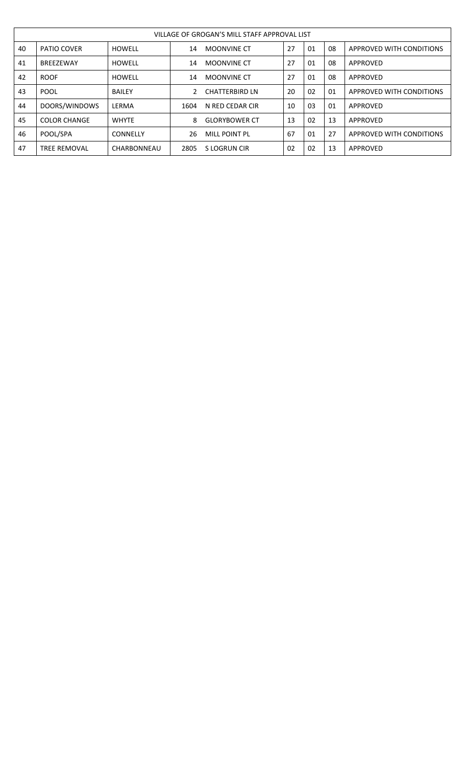| VILLAGE OF GROGAN'S MILL STAFF APPROVAL LIST | | | | | | | | |
|---|---|---|---|---|---|---|---|---|
| 40 | PATIO COVER | HOWELL | 14 | MOONVINE CT | 27 | 01 | 08 | APPROVED WITH CONDITIONS |
| 41 | BREEZEWAY | HOWELL | 14 | MOONVINE CT | 27 | 01 | 08 | APPROVED |
| 42 | ROOF | HOWELL | 14 | MOONVINE CT | 27 | 01 | 08 | APPROVED |
| 43 | POOL | BAILEY | 2 | CHATTERBIRD LN | 20 | 02 | 01 | APPROVED WITH CONDITIONS |
| 44 | DOORS/WINDOWS | LERMA | 1604 | N RED CEDAR CIR | 10 | 03 | 01 | APPROVED |
| 45 | COLOR CHANGE | WHYTE | 8 | GLORYBOWER CT | 13 | 02 | 13 | APPROVED |
| 46 | POOL/SPA | CONNELLY | 26 | MILL POINT PL | 67 | 01 | 27 | APPROVED WITH CONDITIONS |
| 47 | TREE REMOVAL | CHARBONNEAU | 2805 | S LOGRUN CIR | 02 | 02 | 13 | APPROVED |